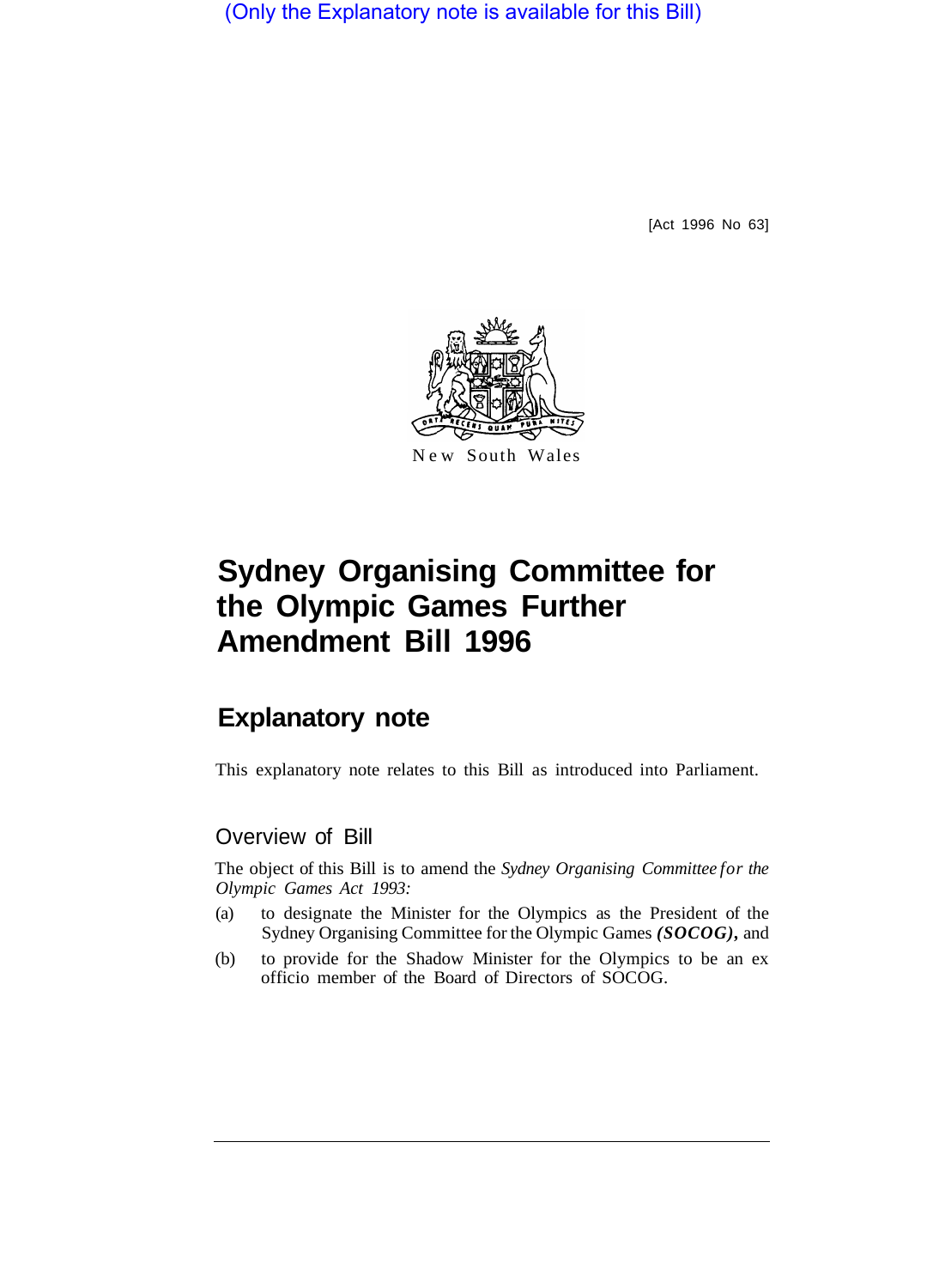(Only the Explanatory note is available for this Bill)

[Act 1996 No 63]

New South Wales

# Sydney Organising Committee for the Olympic Games Further Amendment Bill 1996

## Explanatory note

This explanatory note relates to this Bill as introduced into Parliament.

### Overview of Bill

The object of this Bill is to amend the *Sydney Organising Committee for the Olympic Games Act 1993:*

(a) to designate the Minister for the Olympics as the President of the Sydney Organising Committee for the Olympic Games ***(SOCOG),*** and

(b) to provide for the Shadow Minister for the Olympics to be an ex officio member of the Board of Directors of SOCOG.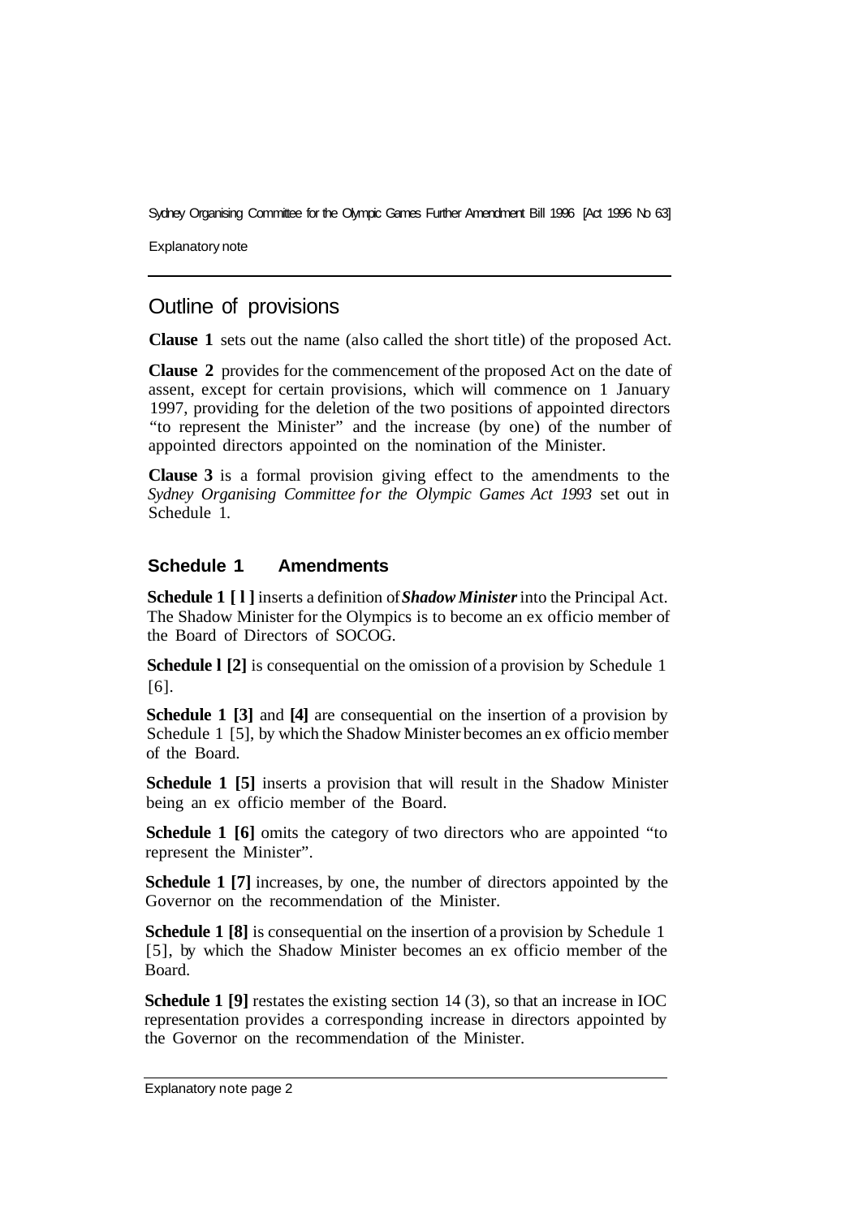Explanatory note

## Outline of provisions

**Clause 1** sets out the name (also called the short title) of the proposed Act.

**Clause 2** provides for the commencement of the proposed Act on the date of assent, except for certain provisions, which will commence on 1 January 1997, providing for the deletion of the two positions of appointed directors "to represent the Minister" and the increase (by one) of the number of appointed directors appointed on the nomination of the Minister.

**Clause 3** is a formal provision giving effect to the amendments to the *Sydney Organising Committee for the Olympic Games Act 1993* set out in Schedule 1.

### Schedule 1 Amendments

**Schedule 1 [1]** inserts a definition of ***Shadow Minister*** into the Principal Act. The Shadow Minister for the Olympics is to become an ex officio member of the Board of Directors of SOCOG.

**Schedule 1 [2]** is consequential on the omission of a provision by Schedule 1 [6].

**Schedule 1 [3]** and **[4]** are consequential on the insertion of a provision by Schedule 1 [5], by which the Shadow Minister becomes an ex officio member of the Board.

**Schedule 1 [5]** inserts a provision that will result in the Shadow Minister being an ex officio member of the Board.

**Schedule 1 [6]** omits the category of two directors who are appointed "to represent the Minister".

**Schedule 1 [7]** increases, by one, the number of directors appointed by the Governor on the recommendation of the Minister.

**Schedule 1 [8]** is consequential on the insertion of a provision by Schedule 1 [5], by which the Shadow Minister becomes an ex officio member of the Board.

**Schedule 1 [9]** restates the existing section 14 (3), so that an increase in IOC representation provides a corresponding increase in directors appointed by the Governor on the recommendation of the Minister.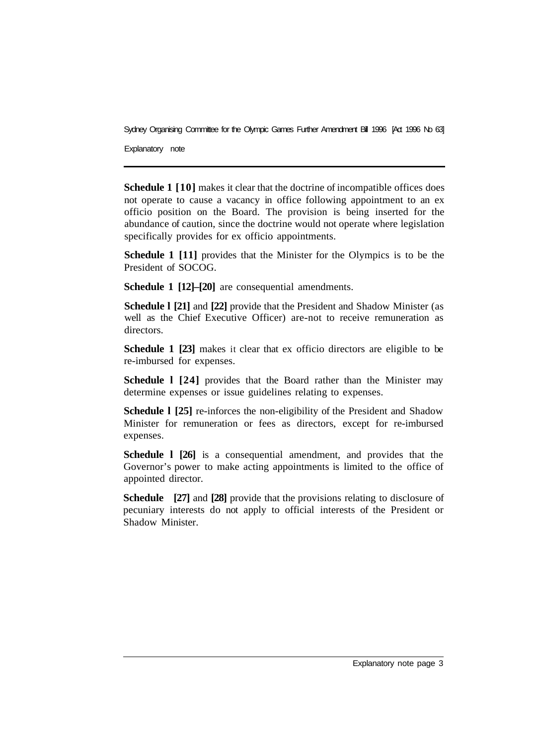**Schedule 1 [10]** makes it clear that the doctrine of incompatible offices does not operate to cause a vacancy in office following appointment to an ex officio position on the Board. The provision is being inserted for the abundance of caution, since the doctrine would not operate where legislation specifically provides for ex officio appointments.

**Schedule 1 [11]** provides that the Minister for the Olympics is to be the President of SOCOG.

**Schedule 1 [12]–[20]** are consequential amendments.

**Schedule l [21]** and **[22]** provide that the President and Shadow Minister (as well as the Chief Executive Officer) are-not to receive remuneration as directors.

**Schedule 1 [23]** makes it clear that ex officio directors are eligible to be re-imbursed for expenses.

**Schedule l [24]** provides that the Board rather than the Minister may determine expenses or issue guidelines relating to expenses.

**Schedule l [25]** re-inforces the non-eligibility of the President and Shadow Minister for remuneration or fees as directors, except for re-imbursed expenses.

**Schedule l [26]** is a consequential amendment, and provides that the Governor's power to make acting appointments is limited to the office of appointed director.

**Schedule [27]** and **[28]** provide that the provisions relating to disclosure of pecuniary interests do not apply to official interests of the President or Shadow Minister.